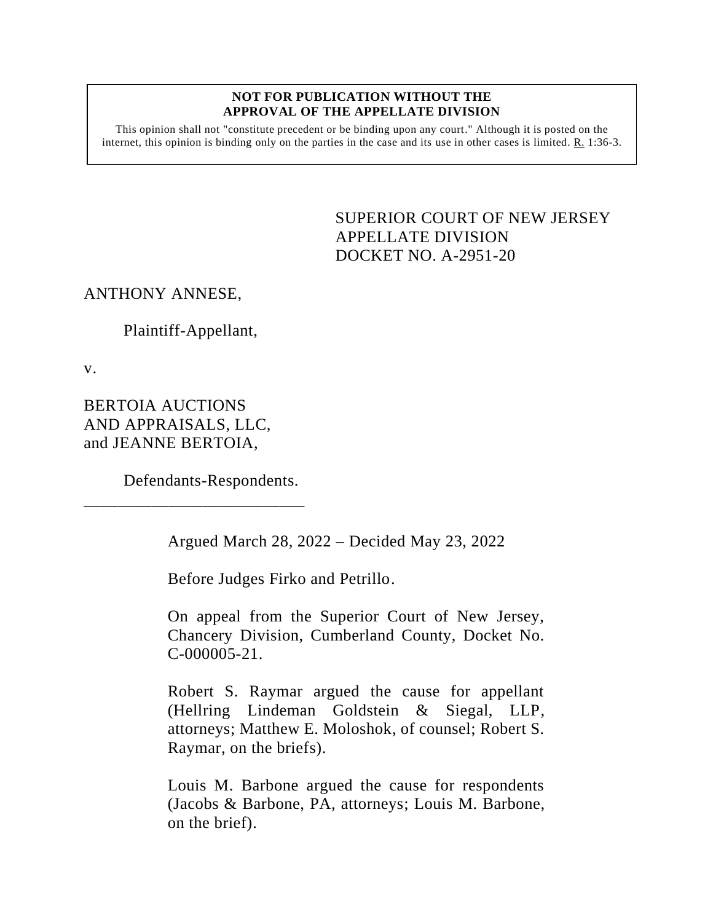**NOT FOR PUBLICATION WITHOUT THE APPROVAL OF THE APPELLATE DIVISION**

This opinion shall not "constitute precedent or be binding upon any court." Although it is posted on the internet, this opinion is binding only on the parties in the case and its use in other cases is limited. R. 1:36-3.

SUPERIOR COURT OF NEW JERSEY
APPELLATE DIVISION
DOCKET NO. A-2951-20

ANTHONY ANNESE,

Plaintiff-Appellant,

v.

BERTOIA AUCTIONS AND APPRAISALS, LLC, and JEANNE BERTOIA,

Defendants-Respondents.

---

Argued March 28, 2022 – Decided May 23, 2022

Before Judges Firko and Petrillo.

On appeal from the Superior Court of New Jersey, Chancery Division, Cumberland County, Docket No. C-000005-21.

Robert S. Raymar argued the cause for appellant (Hellring Lindeman Goldstein & Siegal, LLP, attorneys; Matthew E. Moloshok, of counsel; Robert S. Raymar, on the briefs).

Louis M. Barbone argued the cause for respondents (Jacobs & Barbone, PA, attorneys; Louis M. Barbone, on the brief).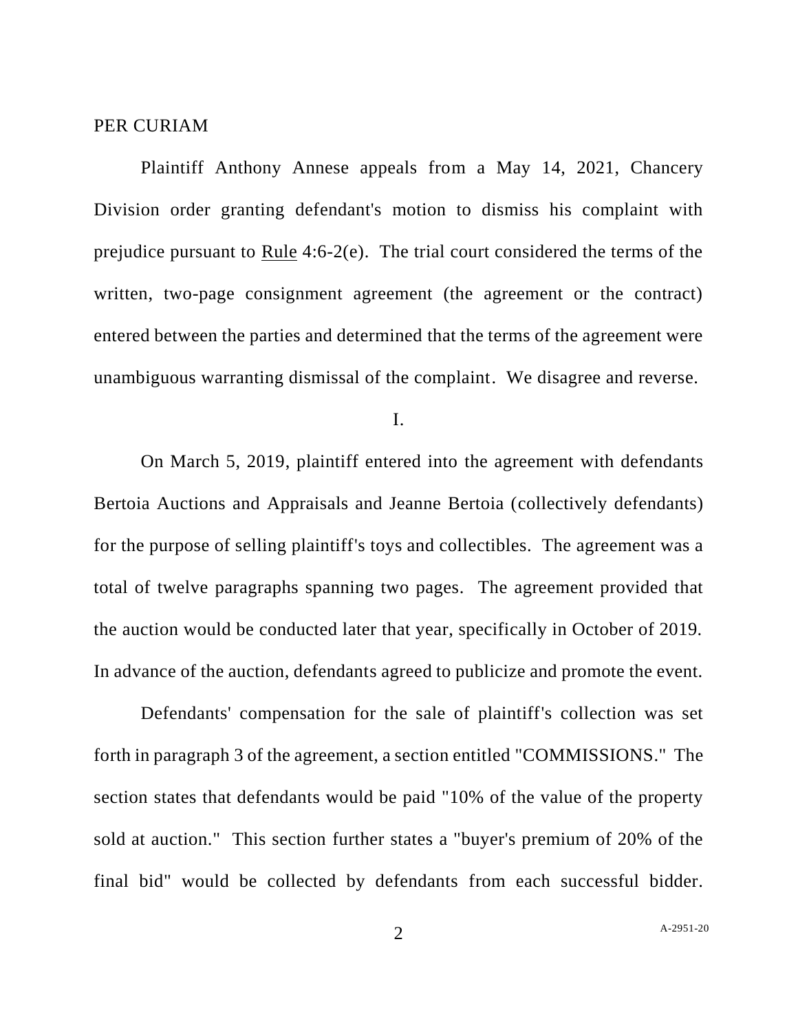PER CURIAM

Plaintiff Anthony Annese appeals from a May 14, 2021, Chancery Division order granting defendant's motion to dismiss his complaint with prejudice pursuant to Rule 4:6-2(e). The trial court considered the terms of the written, two-page consignment agreement (the agreement or the contract) entered between the parties and determined that the terms of the agreement were unambiguous warranting dismissal of the complaint. We disagree and reverse.

I.

On March 5, 2019, plaintiff entered into the agreement with defendants Bertoia Auctions and Appraisals and Jeanne Bertoia (collectively defendants) for the purpose of selling plaintiff's toys and collectibles. The agreement was a total of twelve paragraphs spanning two pages. The agreement provided that the auction would be conducted later that year, specifically in October of 2019. In advance of the auction, defendants agreed to publicize and promote the event.

Defendants' compensation for the sale of plaintiff's collection was set forth in paragraph 3 of the agreement, a section entitled "COMMISSIONS." The section states that defendants would be paid "10% of the value of the property sold at auction." This section further states a "buyer's premium of 20% of the final bid" would be collected by defendants from each successful bidder.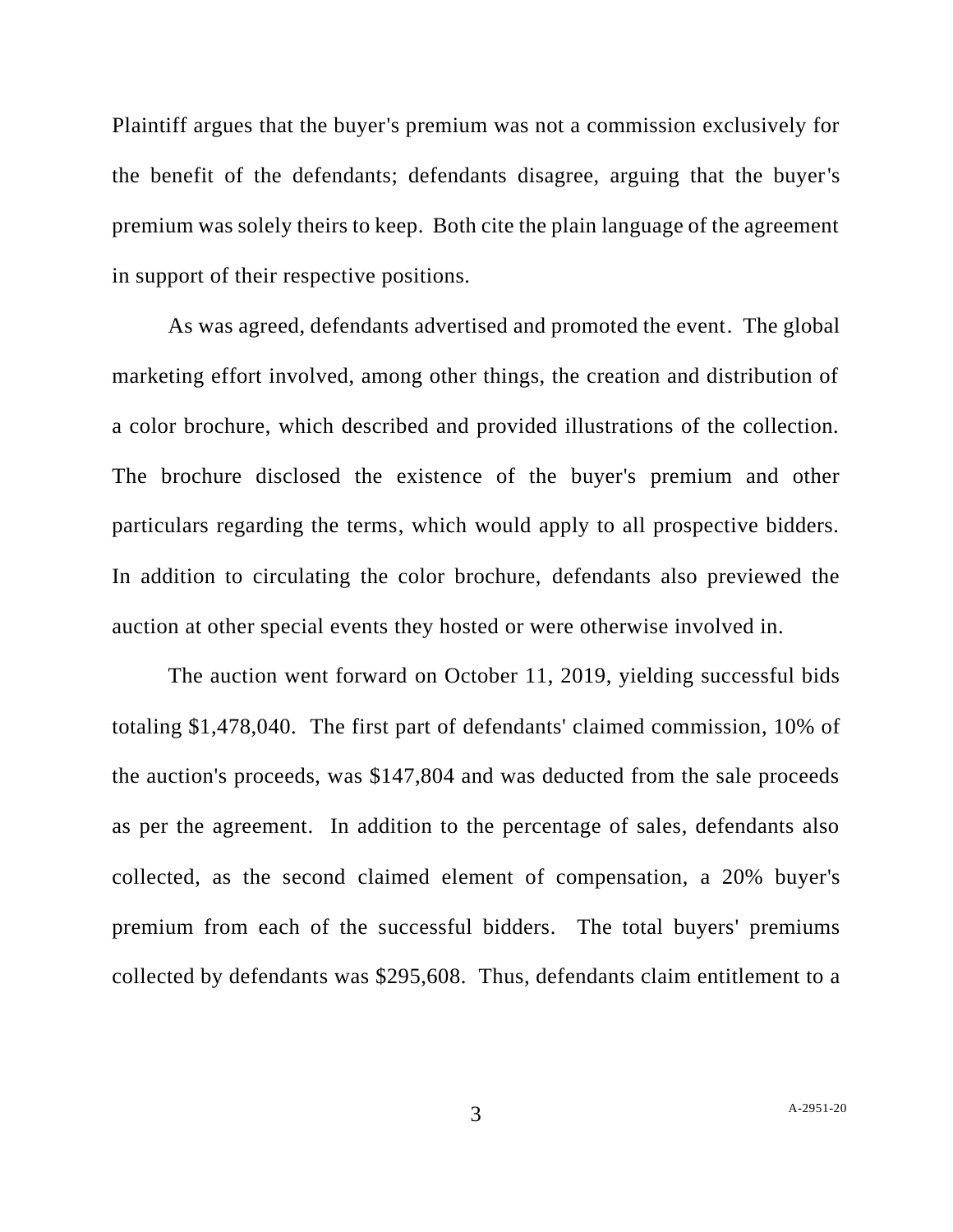Plaintiff argues that the buyer's premium was not a commission exclusively for the benefit of the defendants; defendants disagree, arguing that the buyer's premium was solely theirs to keep. Both cite the plain language of the agreement in support of their respective positions.

As was agreed, defendants advertised and promoted the event. The global marketing effort involved, among other things, the creation and distribution of a color brochure, which described and provided illustrations of the collection. The brochure disclosed the existence of the buyer's premium and other particulars regarding the terms, which would apply to all prospective bidders. In addition to circulating the color brochure, defendants also previewed the auction at other special events they hosted or were otherwise involved in.

The auction went forward on October 11, 2019, yielding successful bids totaling $1,478,040. The first part of defendants' claimed commission, 10% of the auction's proceeds, was $147,804 and was deducted from the sale proceeds as per the agreement. In addition to the percentage of sales, defendants also collected, as the second claimed element of compensation, a 20% buyer's premium from each of the successful bidders. The total buyers' premiums collected by defendants was $295,608. Thus, defendants claim entitlement to a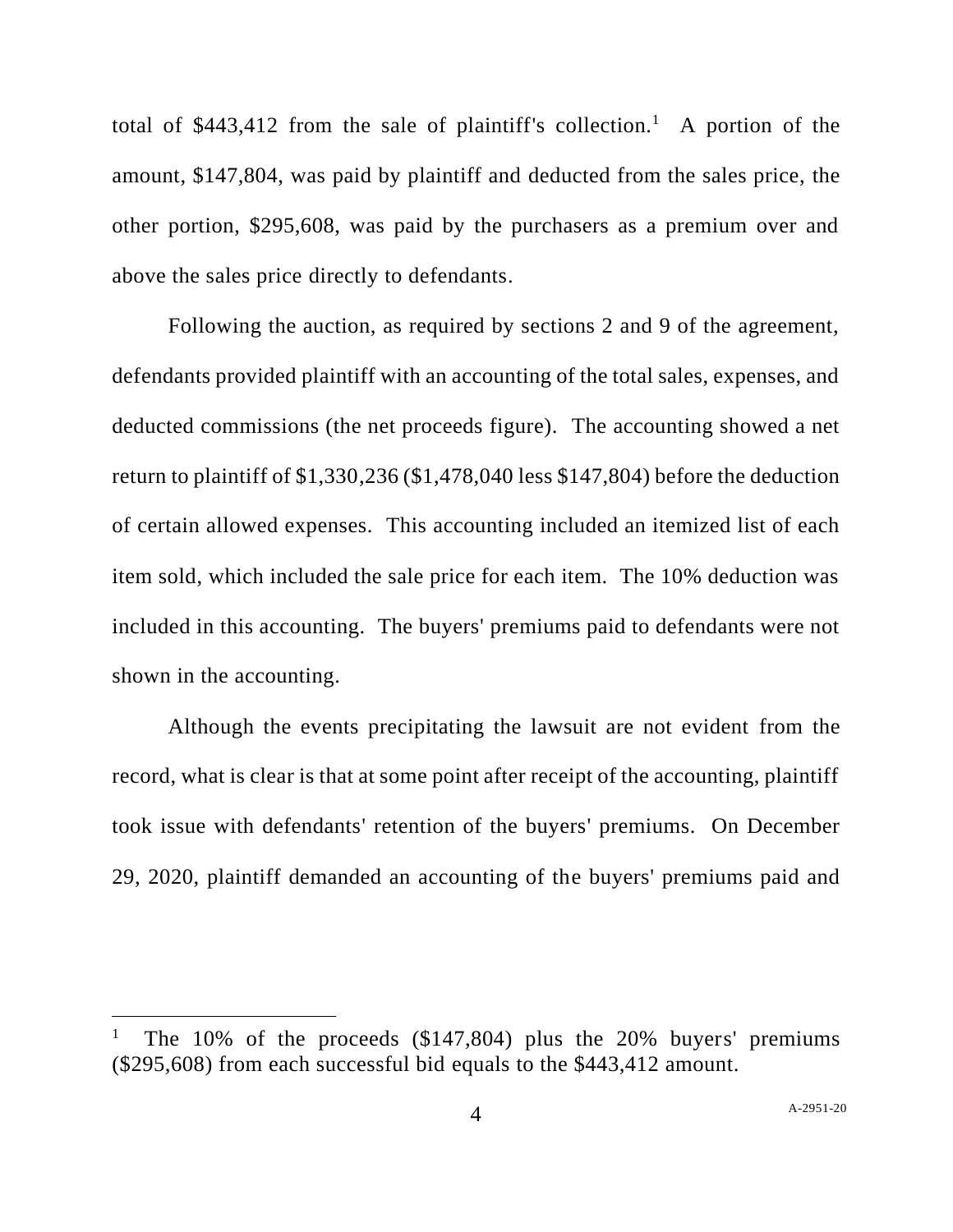total of \$443,412 from the sale of plaintiff's collection.[1] A portion of the amount, \$147,804, was paid by plaintiff and deducted from the sales price, the other portion, \$295,608, was paid by the purchasers as a premium over and above the sales price directly to defendants.

Following the auction, as required by sections 2 and 9 of the agreement, defendants provided plaintiff with an accounting of the total sales, expenses, and deducted commissions (the net proceeds figure). The accounting showed a net return to plaintiff of \$1,330,236 (\$1,478,040 less \$147,804) before the deduction of certain allowed expenses. This accounting included an itemized list of each item sold, which included the sale price for each item. The 10% deduction was included in this accounting. The buyers' premiums paid to defendants were not shown in the accounting.

Although the events precipitating the lawsuit are not evident from the record, what is clear is that at some point after receipt of the accounting, plaintiff took issue with defendants' retention of the buyers' premiums. On December 29, 2020, plaintiff demanded an accounting of the buyers' premiums paid and

---

[1] The 10% of the proceeds (\$147,804) plus the 20% buyers' premiums (\$295,608) from each successful bid equals to the \$443,412 amount.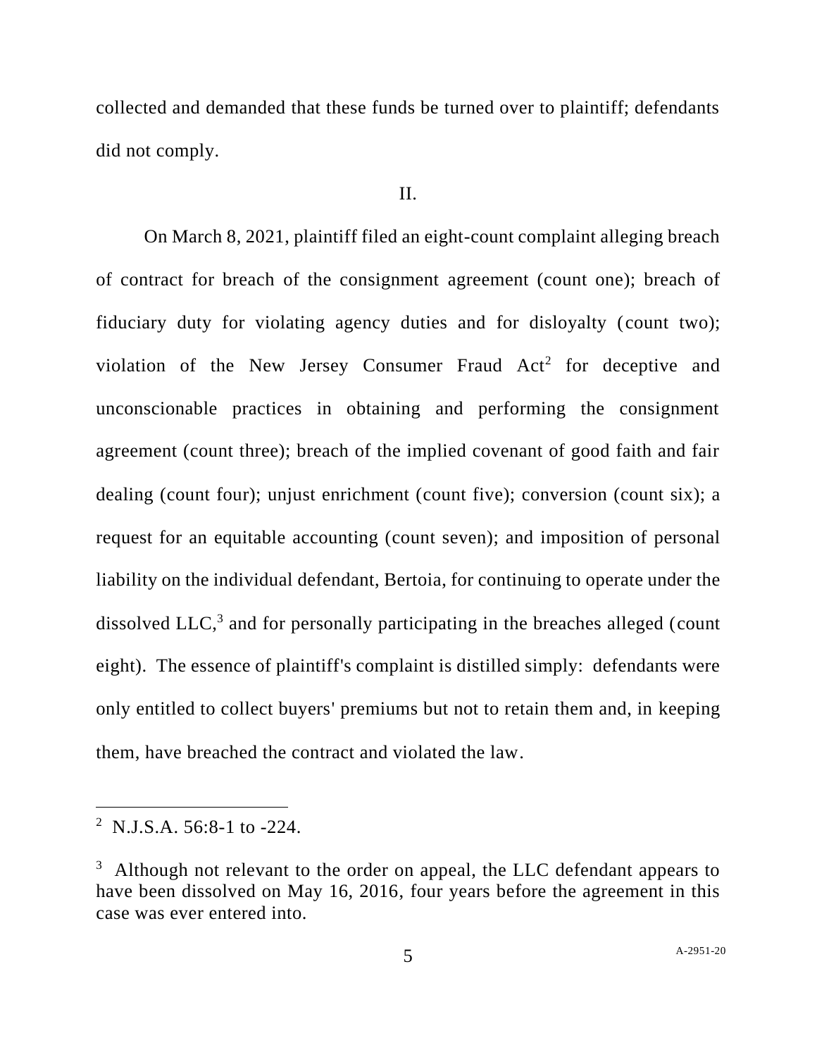collected and demanded that these funds be turned over to plaintiff; defendants did not comply.

II.

On March 8, 2021, plaintiff filed an eight-count complaint alleging breach of contract for breach of the consignment agreement (count one); breach of fiduciary duty for violating agency duties and for disloyalty (count two); violation of the New Jersey Consumer Fraud Act[2] for deceptive and unconscionable practices in obtaining and performing the consignment agreement (count three); breach of the implied covenant of good faith and fair dealing (count four); unjust enrichment (count five); conversion (count six); a request for an equitable accounting (count seven); and imposition of personal liability on the individual defendant, Bertoia, for continuing to operate under the dissolved LLC,[3] and for personally participating in the breaches alleged (count eight). The essence of plaintiff's complaint is distilled simply: defendants were only entitled to collect buyers' premiums but not to retain them and, in keeping them, have breached the contract and violated the law.

---

[2] N.J.S.A. 56:8-1 to -224.

[3] Although not relevant to the order on appeal, the LLC defendant appears to have been dissolved on May 16, 2016, four years before the agreement in this case was ever entered into.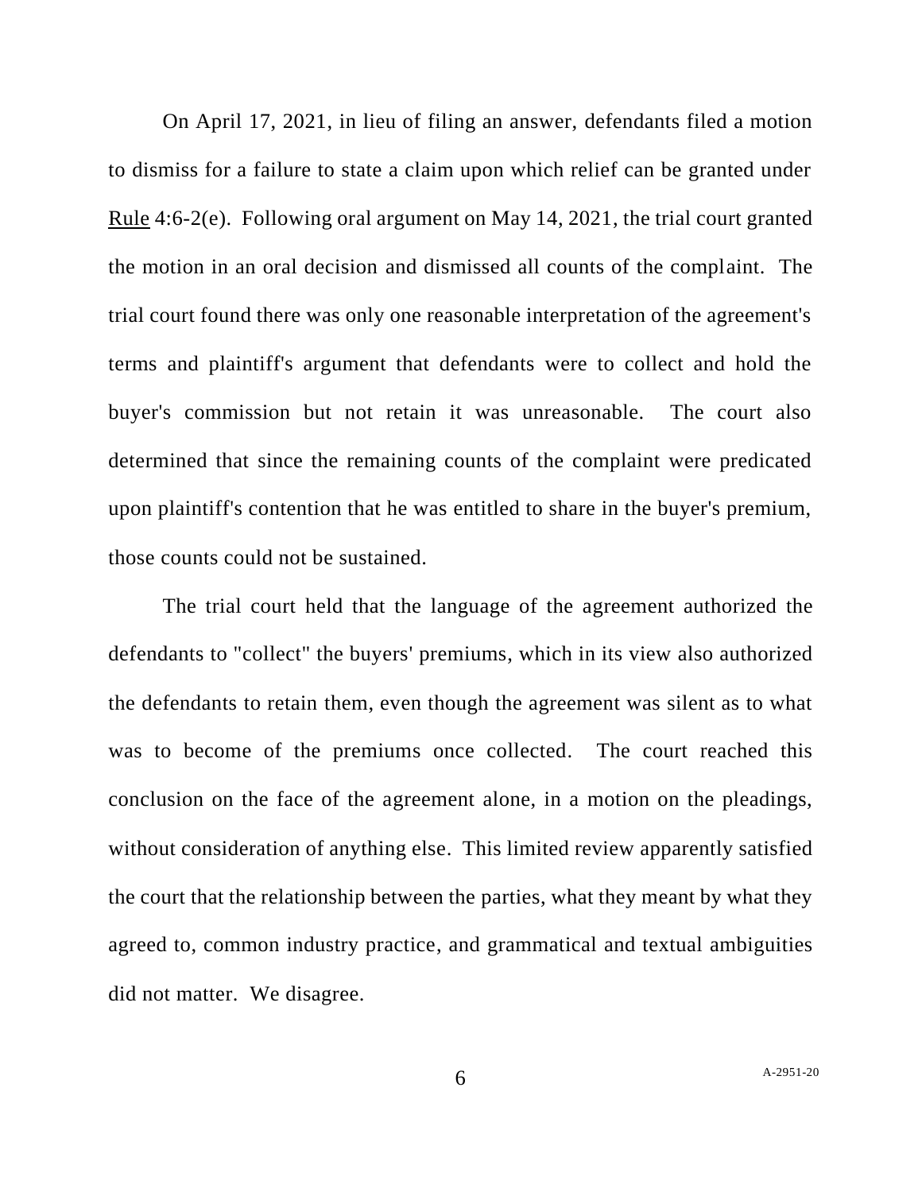On April 17, 2021, in lieu of filing an answer, defendants filed a motion to dismiss for a failure to state a claim upon which relief can be granted under Rule 4:6-2(e). Following oral argument on May 14, 2021, the trial court granted the motion in an oral decision and dismissed all counts of the complaint. The trial court found there was only one reasonable interpretation of the agreement's terms and plaintiff's argument that defendants were to collect and hold the buyer's commission but not retain it was unreasonable. The court also determined that since the remaining counts of the complaint were predicated upon plaintiff's contention that he was entitled to share in the buyer's premium, those counts could not be sustained.

The trial court held that the language of the agreement authorized the defendants to "collect" the buyers' premiums, which in its view also authorized the defendants to retain them, even though the agreement was silent as to what was to become of the premiums once collected. The court reached this conclusion on the face of the agreement alone, in a motion on the pleadings, without consideration of anything else. This limited review apparently satisfied the court that the relationship between the parties, what they meant by what they agreed to, common industry practice, and grammatical and textual ambiguities did not matter. We disagree.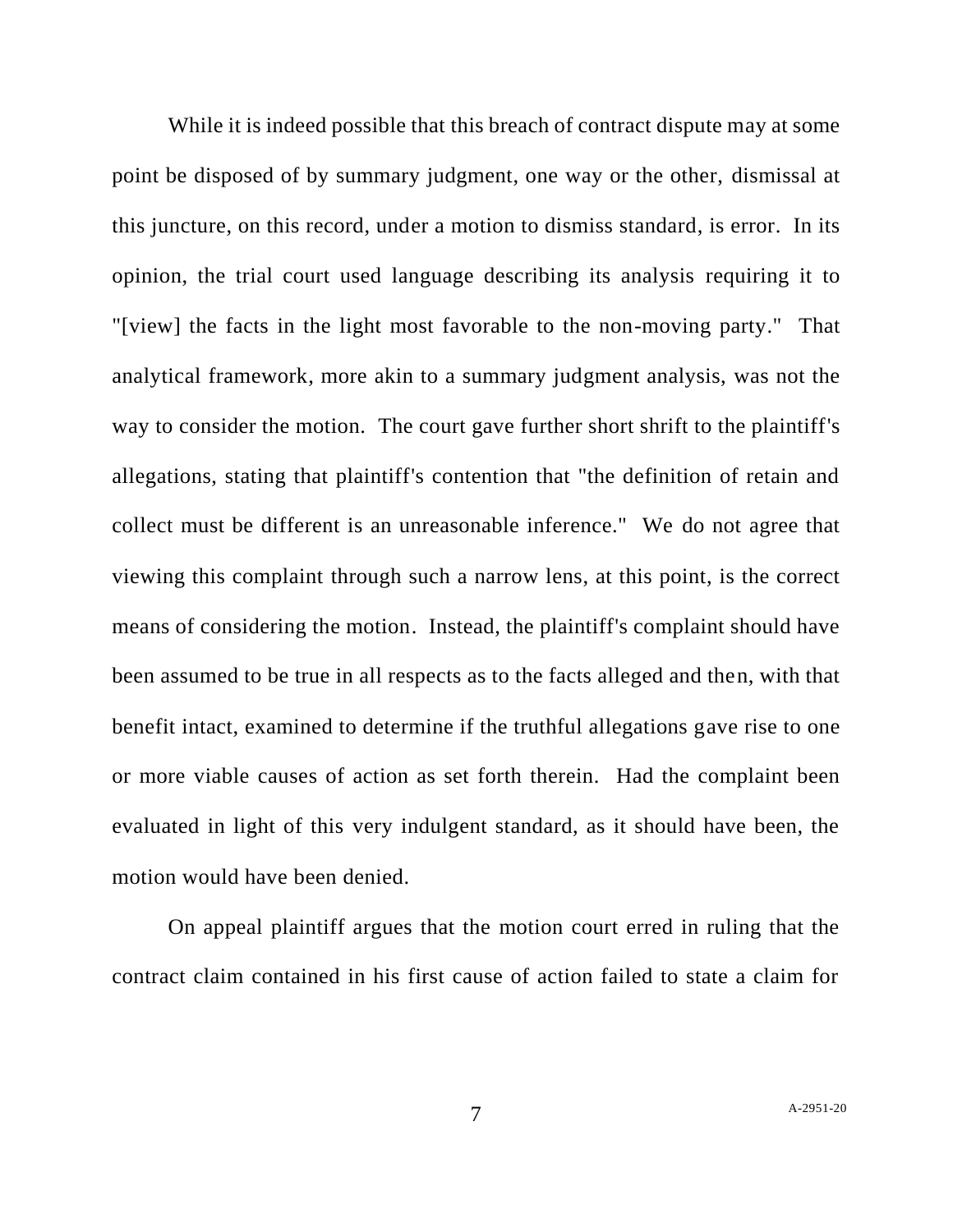While it is indeed possible that this breach of contract dispute may at some point be disposed of by summary judgment, one way or the other, dismissal at this juncture, on this record, under a motion to dismiss standard, is error. In its opinion, the trial court used language describing its analysis requiring it to "[view] the facts in the light most favorable to the non-moving party." That analytical framework, more akin to a summary judgment analysis, was not the way to consider the motion. The court gave further short shrift to the plaintiff's allegations, stating that plaintiff's contention that "the definition of retain and collect must be different is an unreasonable inference." We do not agree that viewing this complaint through such a narrow lens, at this point, is the correct means of considering the motion. Instead, the plaintiff's complaint should have been assumed to be true in all respects as to the facts alleged and then, with that benefit intact, examined to determine if the truthful allegations gave rise to one or more viable causes of action as set forth therein. Had the complaint been evaluated in light of this very indulgent standard, as it should have been, the motion would have been denied.

On appeal plaintiff argues that the motion court erred in ruling that the contract claim contained in his first cause of action failed to state a claim for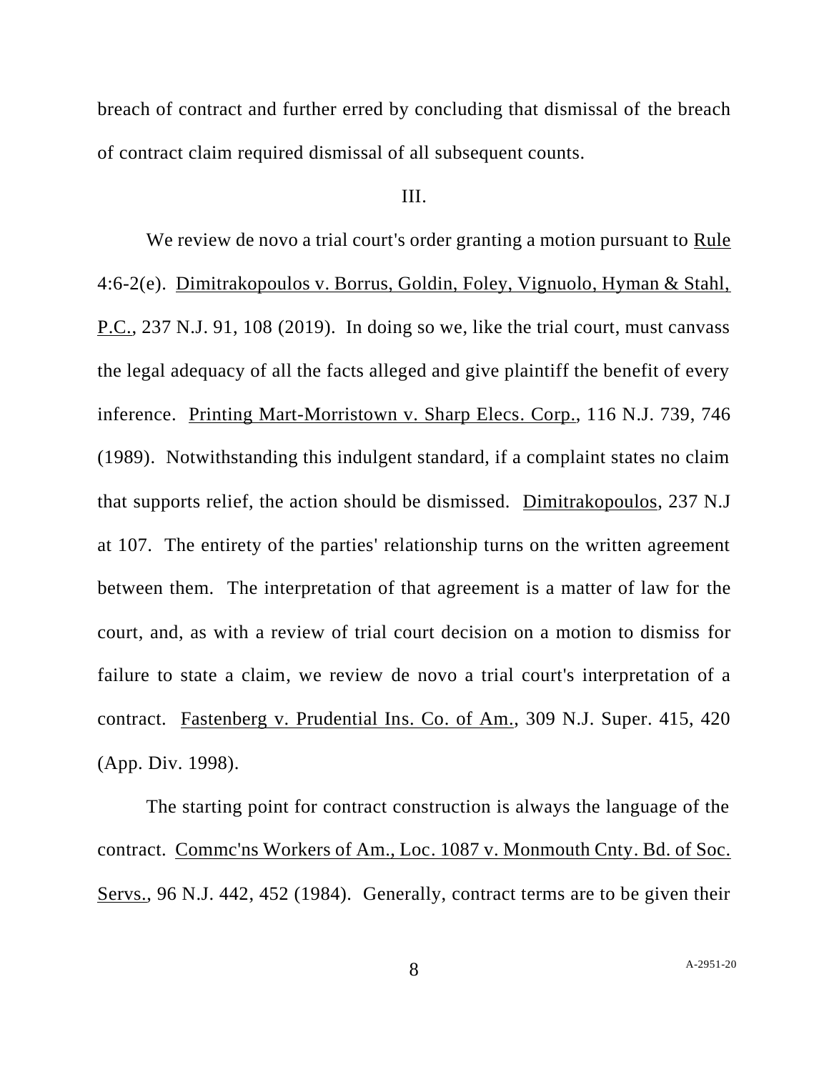breach of contract and further erred by concluding that dismissal of the breach of contract claim required dismissal of all subsequent counts.

III.

We review de novo a trial court's order granting a motion pursuant to Rule 4:6-2(e). Dimitrakopoulos v. Borrus, Goldin, Foley, Vignuolo, Hyman & Stahl, P.C., 237 N.J. 91, 108 (2019). In doing so we, like the trial court, must canvass the legal adequacy of all the facts alleged and give plaintiff the benefit of every inference. Printing Mart-Morristown v. Sharp Elecs. Corp., 116 N.J. 739, 746 (1989). Notwithstanding this indulgent standard, if a complaint states no claim that supports relief, the action should be dismissed. Dimitrakopoulos, 237 N.J at 107. The entirety of the parties' relationship turns on the written agreement between them. The interpretation of that agreement is a matter of law for the court, and, as with a review of trial court decision on a motion to dismiss for failure to state a claim, we review de novo a trial court's interpretation of a contract. Fastenberg v. Prudential Ins. Co. of Am., 309 N.J. Super. 415, 420 (App. Div. 1998).

The starting point for contract construction is always the language of the contract. Commc'ns Workers of Am., Loc. 1087 v. Monmouth Cnty. Bd. of Soc. Servs., 96 N.J. 442, 452 (1984). Generally, contract terms are to be given their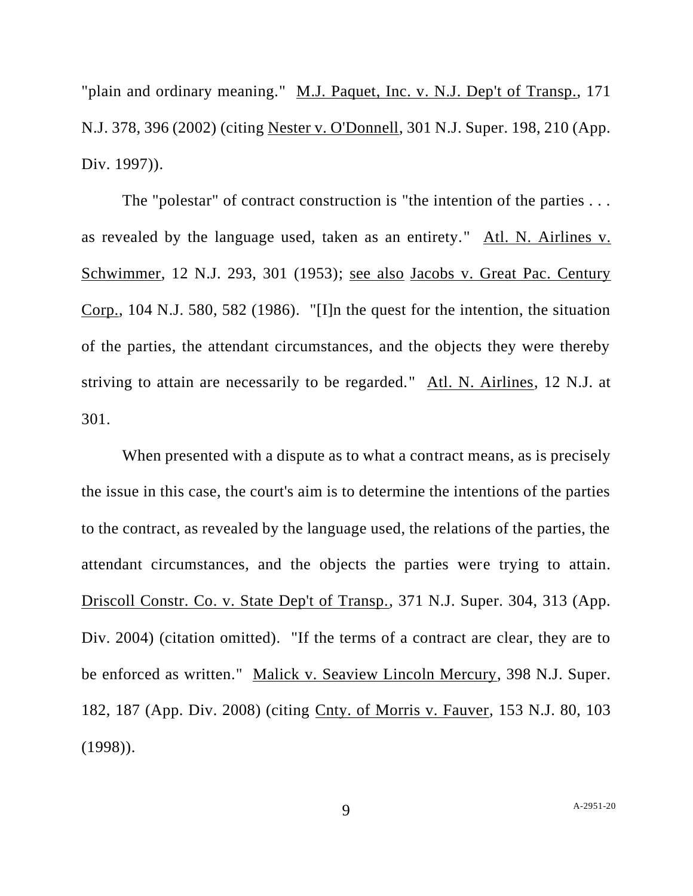"plain and ordinary meaning." M.J. Paquet, Inc. v. N.J. Dep't of Transp., 171 N.J. 378, 396 (2002) (citing Nester v. O'Donnell, 301 N.J. Super. 198, 210 (App. Div. 1997)).

The "polestar" of contract construction is "the intention of the parties . . . as revealed by the language used, taken as an entirety." Atl. N. Airlines v. Schwimmer, 12 N.J. 293, 301 (1953); see also Jacobs v. Great Pac. Century Corp., 104 N.J. 580, 582 (1986). "[I]n the quest for the intention, the situation of the parties, the attendant circumstances, and the objects they were thereby striving to attain are necessarily to be regarded." Atl. N. Airlines, 12 N.J. at 301.

When presented with a dispute as to what a contract means, as is precisely the issue in this case, the court's aim is to determine the intentions of the parties to the contract, as revealed by the language used, the relations of the parties, the attendant circumstances, and the objects the parties were trying to attain. Driscoll Constr. Co. v. State Dep't of Transp., 371 N.J. Super. 304, 313 (App. Div. 2004) (citation omitted). "If the terms of a contract are clear, they are to be enforced as written." Malick v. Seaview Lincoln Mercury, 398 N.J. Super. 182, 187 (App. Div. 2008) (citing Cnty. of Morris v. Fauver, 153 N.J. 80, 103 (1998)).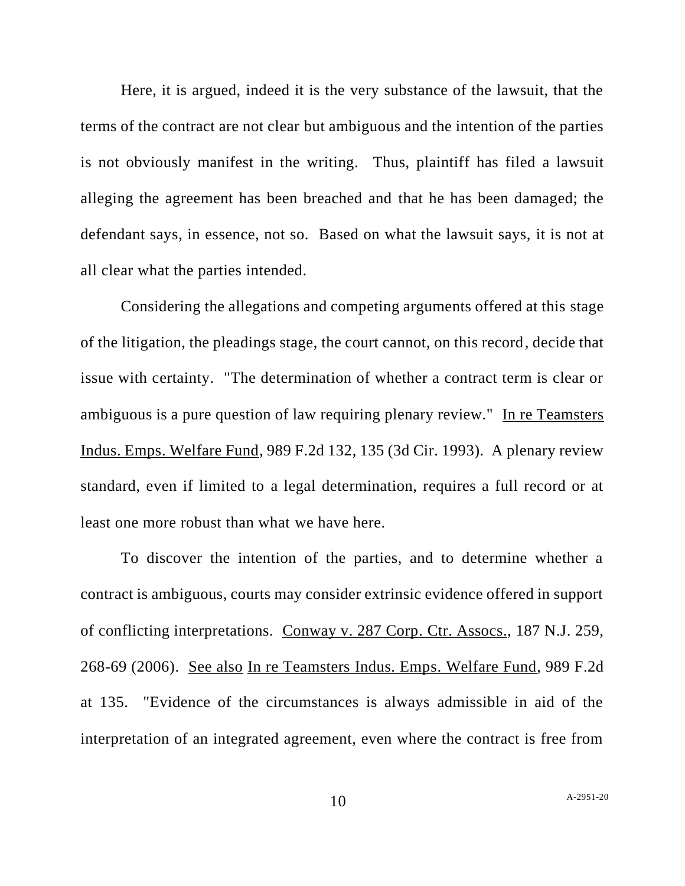Here, it is argued, indeed it is the very substance of the lawsuit, that the terms of the contract are not clear but ambiguous and the intention of the parties is not obviously manifest in the writing. Thus, plaintiff has filed a lawsuit alleging the agreement has been breached and that he has been damaged; the defendant says, in essence, not so. Based on what the lawsuit says, it is not at all clear what the parties intended.

Considering the allegations and competing arguments offered at this stage of the litigation, the pleadings stage, the court cannot, on this record, decide that issue with certainty. "The determination of whether a contract term is clear or ambiguous is a pure question of law requiring plenary review." In re Teamsters Indus. Emps. Welfare Fund, 989 F.2d 132, 135 (3d Cir. 1993). A plenary review standard, even if limited to a legal determination, requires a full record or at least one more robust than what we have here.

To discover the intention of the parties, and to determine whether a contract is ambiguous, courts may consider extrinsic evidence offered in support of conflicting interpretations. Conway v. 287 Corp. Ctr. Assocs., 187 N.J. 259, 268-69 (2006). See also In re Teamsters Indus. Emps. Welfare Fund, 989 F.2d at 135. "Evidence of the circumstances is always admissible in aid of the interpretation of an integrated agreement, even where the contract is free from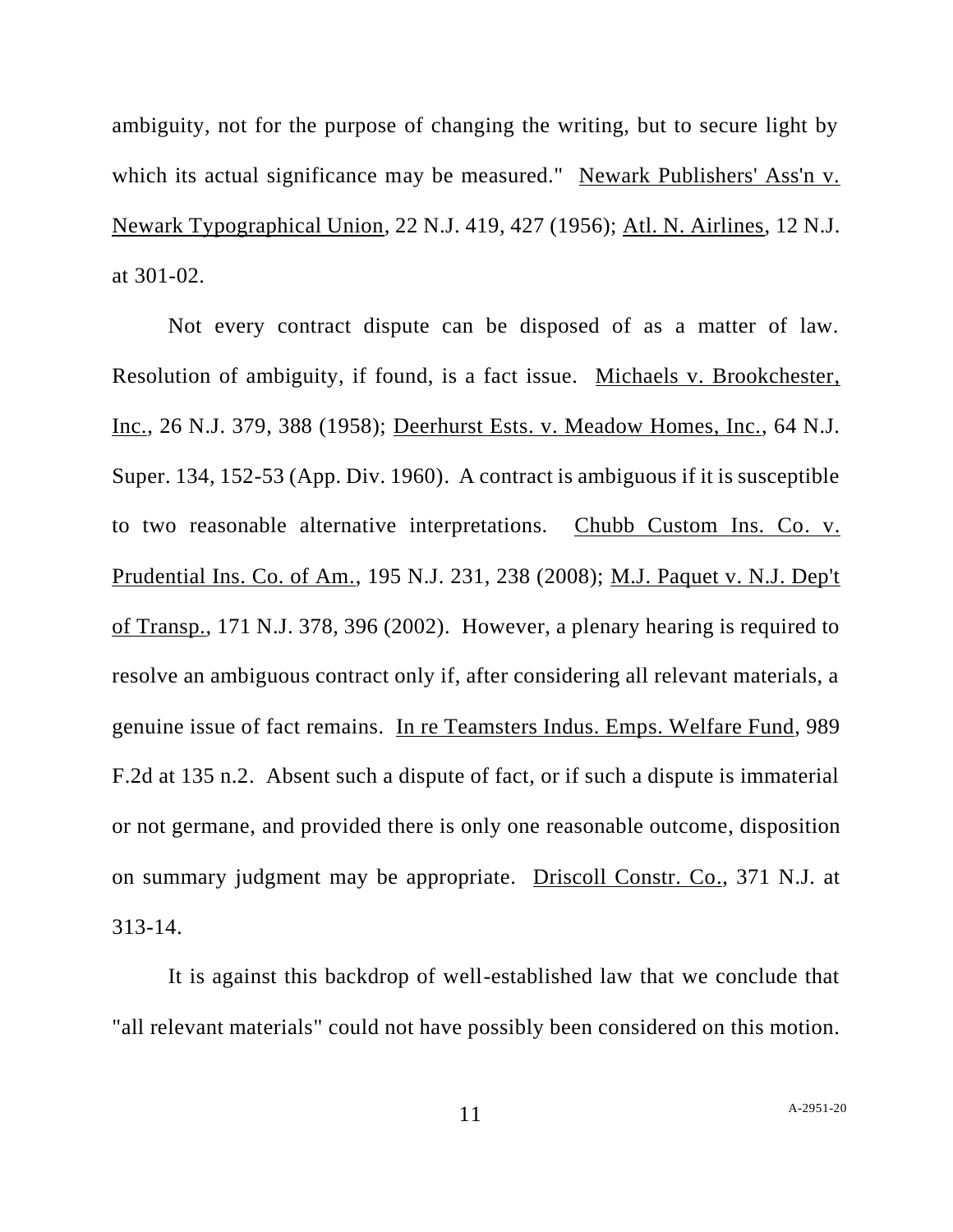ambiguity, not for the purpose of changing the writing, but to secure light by which its actual significance may be measured." Newark Publishers' Ass'n v. Newark Typographical Union, 22 N.J. 419, 427 (1956); Atl. N. Airlines, 12 N.J. at 301-02.

Not every contract dispute can be disposed of as a matter of law. Resolution of ambiguity, if found, is a fact issue. Michaels v. Brookchester, Inc., 26 N.J. 379, 388 (1958); Deerhurst Ests. v. Meadow Homes, Inc., 64 N.J. Super. 134, 152-53 (App. Div. 1960). A contract is ambiguous if it is susceptible to two reasonable alternative interpretations. Chubb Custom Ins. Co. v. Prudential Ins. Co. of Am., 195 N.J. 231, 238 (2008); M.J. Paquet v. N.J. Dep't of Transp., 171 N.J. 378, 396 (2002). However, a plenary hearing is required to resolve an ambiguous contract only if, after considering all relevant materials, a genuine issue of fact remains. In re Teamsters Indus. Emps. Welfare Fund, 989 F.2d at 135 n.2. Absent such a dispute of fact, or if such a dispute is immaterial or not germane, and provided there is only one reasonable outcome, disposition on summary judgment may be appropriate. Driscoll Constr. Co., 371 N.J. at 313-14.

It is against this backdrop of well-established law that we conclude that "all relevant materials" could not have possibly been considered on this motion.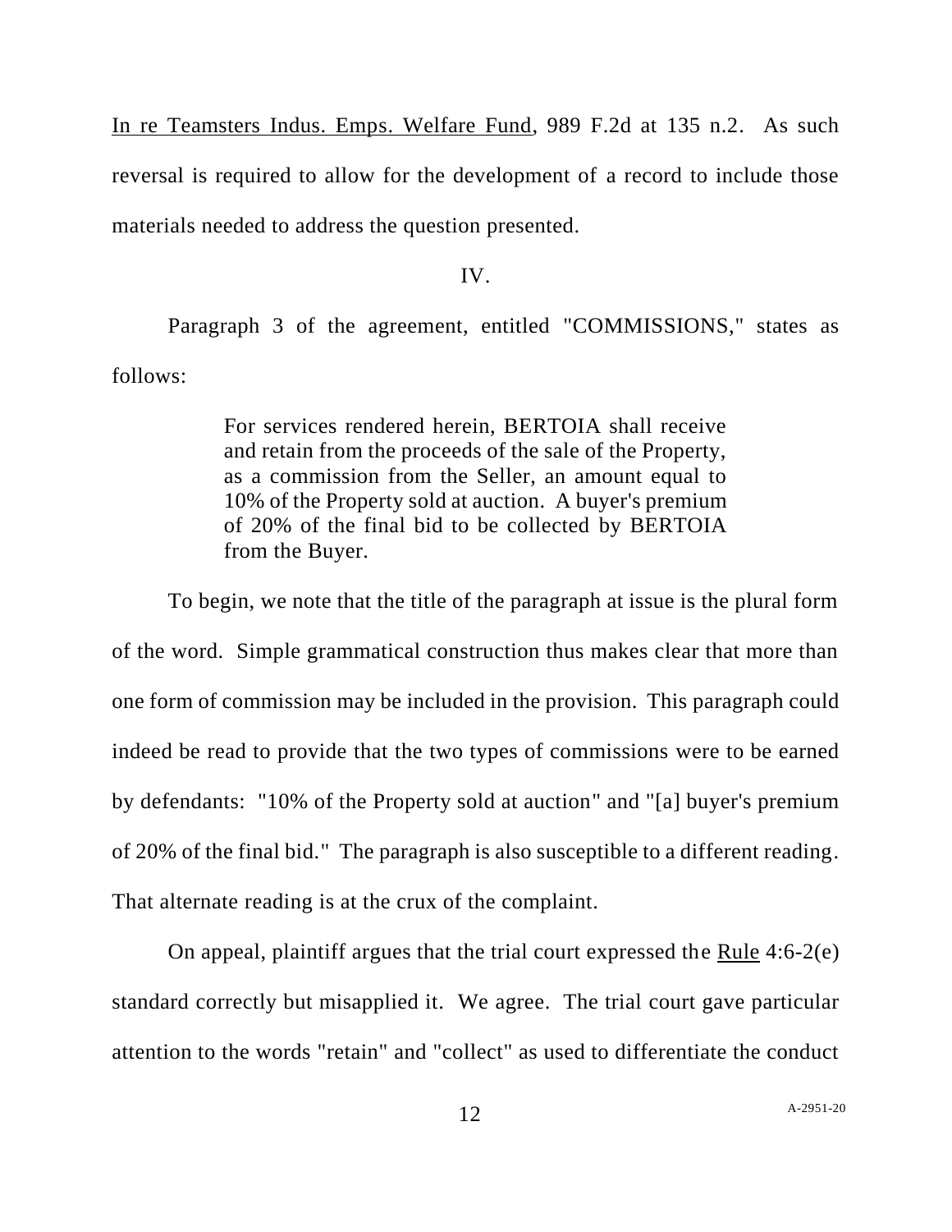In re Teamsters Indus. Emps. Welfare Fund, 989 F.2d at 135 n.2. As such reversal is required to allow for the development of a record to include those materials needed to address the question presented.

IV.

Paragraph 3 of the agreement, entitled "COMMISSIONS," states as follows:

> For services rendered herein, BERTOIA shall receive and retain from the proceeds of the sale of the Property, as a commission from the Seller, an amount equal to 10% of the Property sold at auction. A buyer's premium of 20% of the final bid to be collected by BERTOIA from the Buyer.

To begin, we note that the title of the paragraph at issue is the plural form of the word. Simple grammatical construction thus makes clear that more than one form of commission may be included in the provision. This paragraph could indeed be read to provide that the two types of commissions were to be earned by defendants: "10% of the Property sold at auction" and "[a] buyer's premium of 20% of the final bid." The paragraph is also susceptible to a different reading. That alternate reading is at the crux of the complaint.

On appeal, plaintiff argues that the trial court expressed the Rule 4:6-2(e) standard correctly but misapplied it. We agree. The trial court gave particular attention to the words "retain" and "collect" as used to differentiate the conduct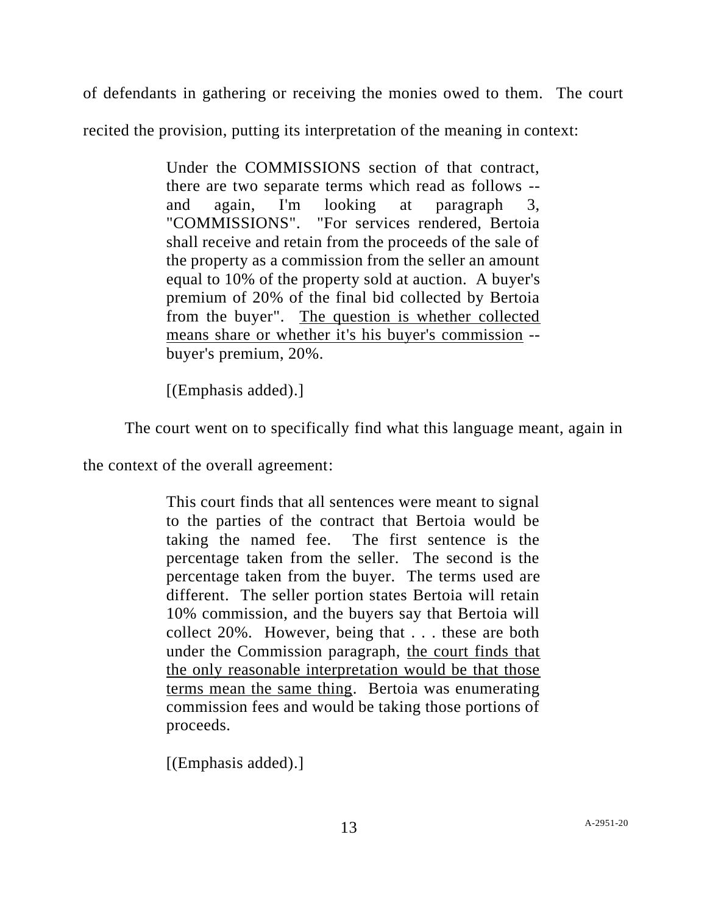of defendants in gathering or receiving the monies owed to them. The court recited the provision, putting its interpretation of the meaning in context:

> Under the COMMISSIONS section of that contract, there are two separate terms which read as follows -- and again, I'm looking at paragraph 3, "COMMISSIONS". "For services rendered, Bertoia shall receive and retain from the proceeds of the sale of the property as a commission from the seller an amount equal to 10% of the property sold at auction. A buyer's premium of 20% of the final bid collected by Bertoia from the buyer". <u>The question is whether collected means share or whether it's his buyer's commission</u> -- buyer's premium, 20%.
>
> [(Emphasis added).]

The court went on to specifically find what this language meant, again in the context of the overall agreement:

> This court finds that all sentences were meant to signal to the parties of the contract that Bertoia would be taking the named fee. The first sentence is the percentage taken from the seller. The second is the percentage taken from the buyer. The terms used are different. The seller portion states Bertoia will retain 10% commission, and the buyers say that Bertoia will collect 20%. However, being that . . . these are both under the Commission paragraph, <u>the court finds that the only reasonable interpretation would be that those terms mean the same thing</u>. Bertoia was enumerating commission fees and would be taking those portions of proceeds.
>
> [(Emphasis added).]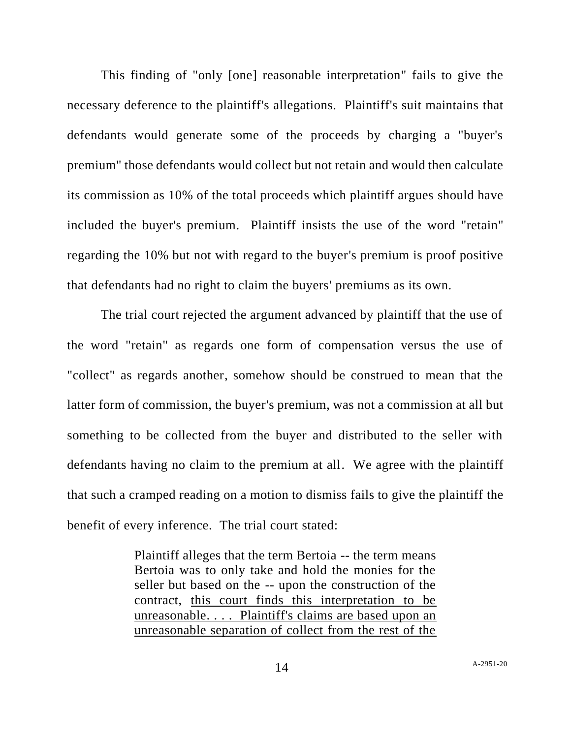This finding of "only [one] reasonable interpretation" fails to give the necessary deference to the plaintiff's allegations. Plaintiff's suit maintains that defendants would generate some of the proceeds by charging a "buyer's premium" those defendants would collect but not retain and would then calculate its commission as 10% of the total proceeds which plaintiff argues should have included the buyer's premium. Plaintiff insists the use of the word "retain" regarding the 10% but not with regard to the buyer's premium is proof positive that defendants had no right to claim the buyers' premiums as its own.

The trial court rejected the argument advanced by plaintiff that the use of the word "retain" as regards one form of compensation versus the use of "collect" as regards another, somehow should be construed to mean that the latter form of commission, the buyer's premium, was not a commission at all but something to be collected from the buyer and distributed to the seller with defendants having no claim to the premium at all. We agree with the plaintiff that such a cramped reading on a motion to dismiss fails to give the plaintiff the benefit of every inference. The trial court stated:

> Plaintiff alleges that the term Bertoia -- the term means Bertoia was to only take and hold the monies for the seller but based on the -- upon the construction of the contract, <u>this court finds this interpretation to be unreasonable. . . . Plaintiff's claims are based upon an unreasonable separation of collect from the rest of the</u>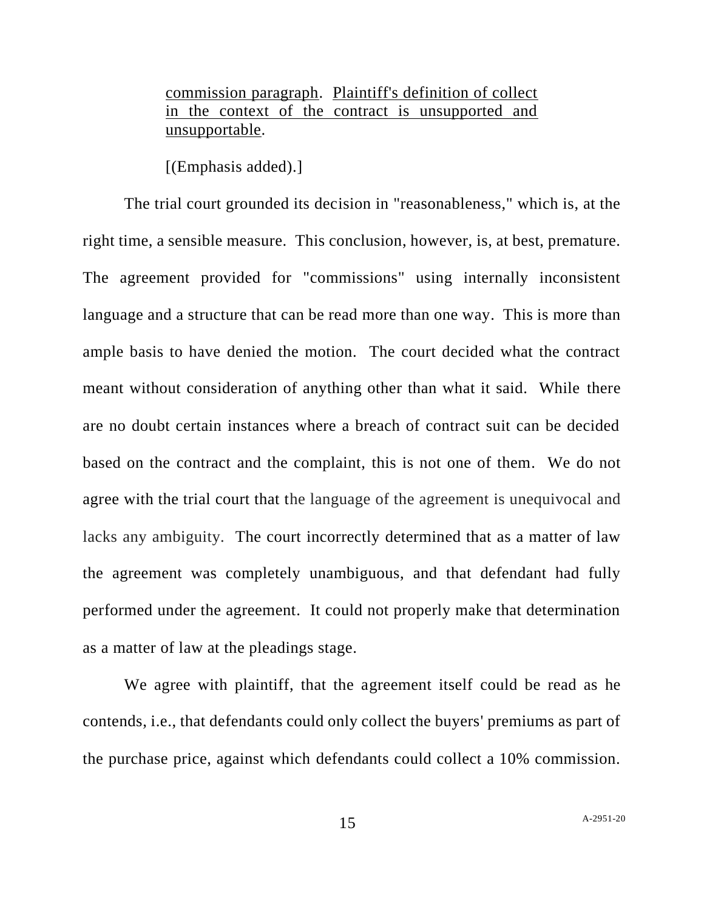> <u>commission paragraph</u>. <u>Plaintiff's definition of collect in the context of the contract is unsupported and unsupportable</u>.
>
> [(Emphasis added).]

The trial court grounded its decision in "reasonableness," which is, at the right time, a sensible measure. This conclusion, however, is, at best, premature. The agreement provided for "commissions" using internally inconsistent language and a structure that can be read more than one way. This is more than ample basis to have denied the motion. The court decided what the contract meant without consideration of anything other than what it said. While there are no doubt certain instances where a breach of contract suit can be decided based on the contract and the complaint, this is not one of them. We do not agree with the trial court that the language of the agreement is unequivocal and lacks any ambiguity. The court incorrectly determined that as a matter of law the agreement was completely unambiguous, and that defendant had fully performed under the agreement. It could not properly make that determination as a matter of law at the pleadings stage.

We agree with plaintiff, that the agreement itself could be read as he contends, i.e., that defendants could only collect the buyers' premiums as part of the purchase price, against which defendants could collect a 10% commission.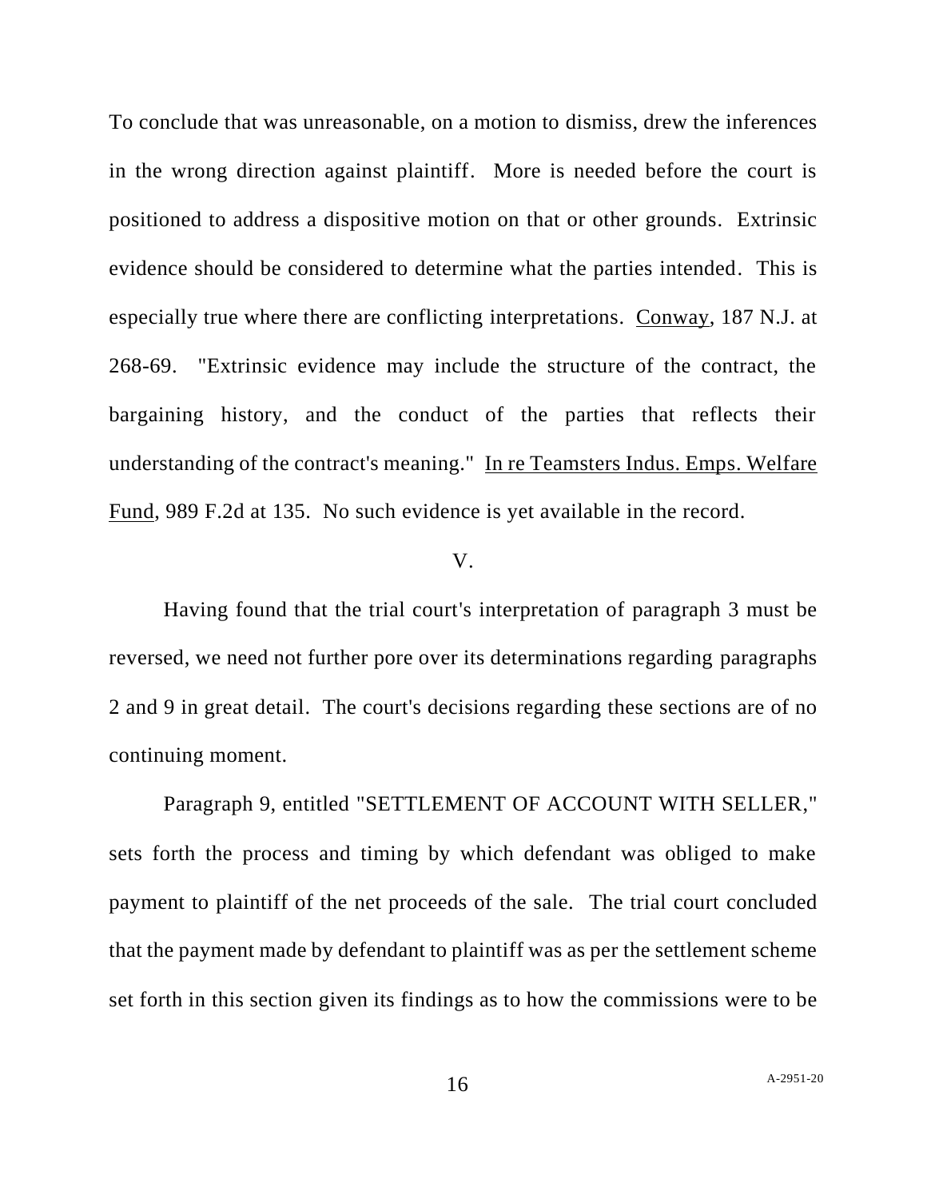To conclude that was unreasonable, on a motion to dismiss, drew the inferences in the wrong direction against plaintiff. More is needed before the court is positioned to address a dispositive motion on that or other grounds. Extrinsic evidence should be considered to determine what the parties intended. This is especially true where there are conflicting interpretations. Conway, 187 N.J. at 268-69. "Extrinsic evidence may include the structure of the contract, the bargaining history, and the conduct of the parties that reflects their understanding of the contract's meaning." In re Teamsters Indus. Emps. Welfare Fund, 989 F.2d at 135. No such evidence is yet available in the record.

V.

Having found that the trial court's interpretation of paragraph 3 must be reversed, we need not further pore over its determinations regarding paragraphs 2 and 9 in great detail. The court's decisions regarding these sections are of no continuing moment.

Paragraph 9, entitled "SETTLEMENT OF ACCOUNT WITH SELLER," sets forth the process and timing by which defendant was obliged to make payment to plaintiff of the net proceeds of the sale. The trial court concluded that the payment made by defendant to plaintiff was as per the settlement scheme set forth in this section given its findings as to how the commissions were to be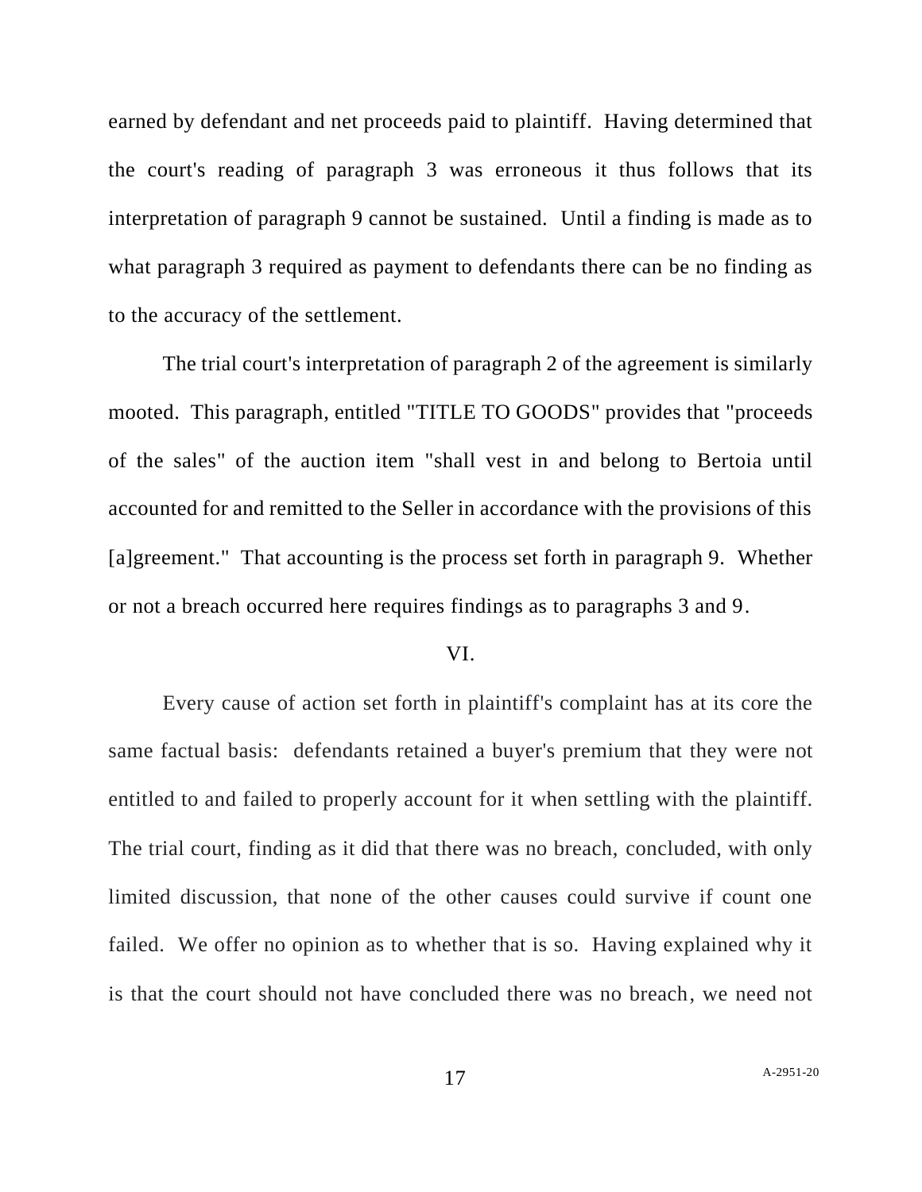earned by defendant and net proceeds paid to plaintiff. Having determined that the court's reading of paragraph 3 was erroneous it thus follows that its interpretation of paragraph 9 cannot be sustained. Until a finding is made as to what paragraph 3 required as payment to defendants there can be no finding as to the accuracy of the settlement.

The trial court's interpretation of paragraph 2 of the agreement is similarly mooted. This paragraph, entitled "TITLE TO GOODS" provides that "proceeds of the sales" of the auction item "shall vest in and belong to Bertoia until accounted for and remitted to the Seller in accordance with the provisions of this [a]greement." That accounting is the process set forth in paragraph 9. Whether or not a breach occurred here requires findings as to paragraphs 3 and 9.

VI.

Every cause of action set forth in plaintiff's complaint has at its core the same factual basis: defendants retained a buyer's premium that they were not entitled to and failed to properly account for it when settling with the plaintiff. The trial court, finding as it did that there was no breach, concluded, with only limited discussion, that none of the other causes could survive if count one failed. We offer no opinion as to whether that is so. Having explained why it is that the court should not have concluded there was no breach, we need not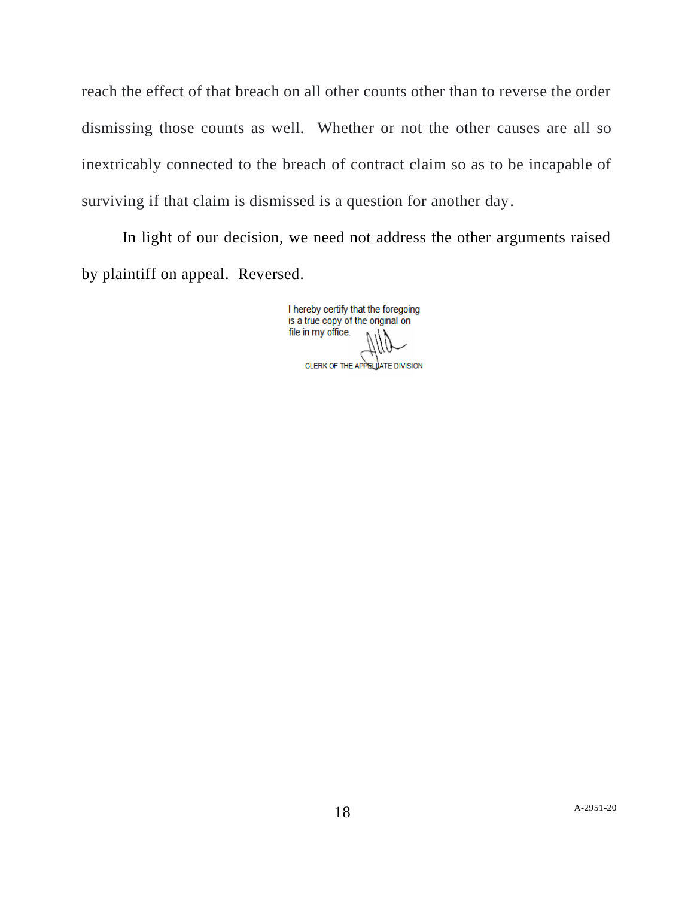reach the effect of that breach on all other counts other than to reverse the order dismissing those counts as well. Whether or not the other causes are all so inextricably connected to the breach of contract claim so as to be incapable of surviving if that claim is dismissed is a question for another day.

In light of our decision, we need not address the other arguments raised by plaintiff on appeal. Reversed.

I hereby certify that the foregoing is a true copy of the original on file in my office.

CLERK OF THE APPELLATE DIVISION